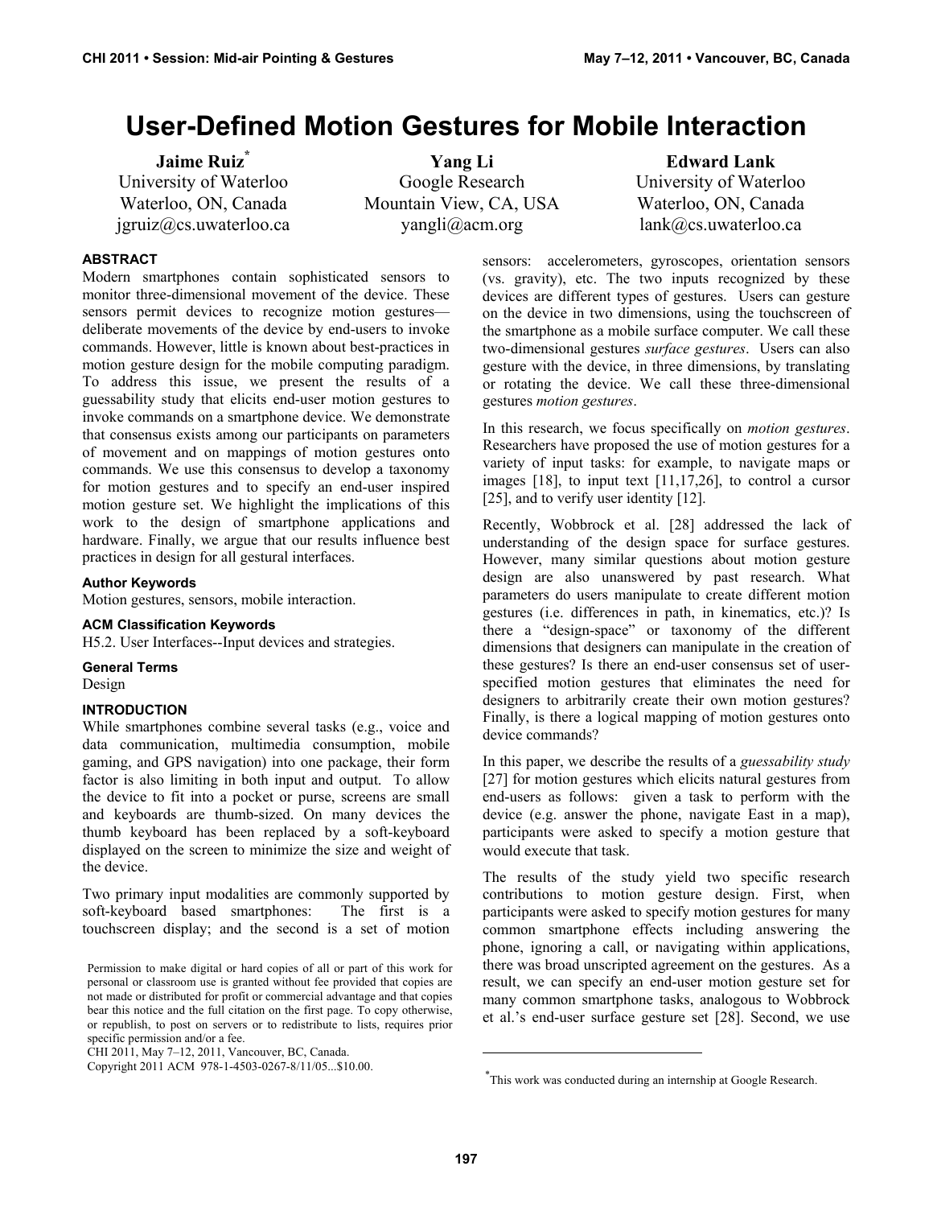# User-Defined Motion Gestures for Mobile Interaction

**Jaime Ruiz**[*]
University of Waterloo
Waterloo, ON, Canada
jgruiz@cs.uwaterloo.ca

**Yang Li**
Google Research
Mountain View, CA, USA
yangli@acm.org

**Edward Lank**
University of Waterloo
Waterloo, ON, Canada
lank@cs.uwaterloo.ca

### ABSTRACT

Modern smartphones contain sophisticated sensors to monitor three-dimensional movement of the device. These sensors permit devices to recognize motion gestures—deliberate movements of the device by end-users to invoke commands. However, little is known about best-practices in motion gesture design for the mobile computing paradigm. To address this issue, we present the results of a guessability study that elicits end-user motion gestures to invoke commands on a smartphone device. We demonstrate that consensus exists among our participants on parameters of movement and on mappings of motion gestures onto commands. We use this consensus to develop a taxonomy for motion gestures and to specify an end-user inspired motion gesture set. We highlight the implications of this work to the design of smartphone applications and hardware. Finally, we argue that our results influence best practices in design for all gestural interfaces.

#### Author Keywords

Motion gestures, sensors, mobile interaction.

#### ACM Classification Keywords

H5.2. User Interfaces--Input devices and strategies.

#### General Terms

Design

### INTRODUCTION

While smartphones combine several tasks (e.g., voice and data communication, multimedia consumption, mobile gaming, and GPS navigation) into one package, their form factor is also limiting in both input and output. To allow the device to fit into a pocket or purse, screens are small and keyboards are thumb-sized. On many devices the thumb keyboard has been replaced by a soft-keyboard displayed on the screen to minimize the size and weight of the device.

Two primary input modalities are commonly supported by soft-keyboard based smartphones: The first is a touchscreen display; and the second is a set of motion sensors: accelerometers, gyroscopes, orientation sensors (vs. gravity), etc. The two inputs recognized by these devices are different types of gestures. Users can gesture on the device in two dimensions, using the touchscreen of the smartphone as a mobile surface computer. We call these two-dimensional gestures *surface gestures*. Users can also gesture with the device, in three dimensions, by translating or rotating the device. We call these three-dimensional gestures *motion gestures*.

In this research, we focus specifically on *motion gestures*. Researchers have proposed the use of motion gestures for a variety of input tasks: for example, to navigate maps or images [18], to input text [11,17,26], to control a cursor [25], and to verify user identity [12].

Recently, Wobbrock et al. [28] addressed the lack of understanding of the design space for surface gestures. However, many similar questions about motion gesture design are also unanswered by past research. What parameters do users manipulate to create different motion gestures (i.e. differences in path, in kinematics, etc.)? Is there a "design-space" or taxonomy of the different dimensions that designers can manipulate in the creation of these gestures? Is there an end-user consensus set of user-specified motion gestures that eliminates the need for designers to arbitrarily create their own motion gestures? Finally, is there a logical mapping of motion gestures onto device commands?

In this paper, we describe the results of a *guessability study* [27] for motion gestures which elicits natural gestures from end-users as follows: given a task to perform with the device (e.g. answer the phone, navigate East in a map), participants were asked to specify a motion gesture that would execute that task.

The results of the study yield two specific research contributions to motion gesture design. First, when participants were asked to specify motion gestures for many common smartphone effects including answering the phone, ignoring a call, or navigating within applications, there was broad unscripted agreement on the gestures. As a result, we can specify an end-user motion gesture set for many common smartphone tasks, analogous to Wobbrock et al.'s end-user surface gesture set [28]. Second, we use

Permission to make digital or hard copies of all or part of this work for personal or classroom use is granted without fee provided that copies are not made or distributed for profit or commercial advantage and that copies bear this notice and the full citation on the first page. To copy otherwise, or republish, to post on servers or to redistribute to lists, requires prior specific permission and/or a fee.
CHI 2011, May 7–12, 2011, Vancouver, BC, Canada.
Copyright 2011 ACM 978-1-4503-0267-8/11/05...$10.00.

[*] This work was conducted during an internship at Google Research.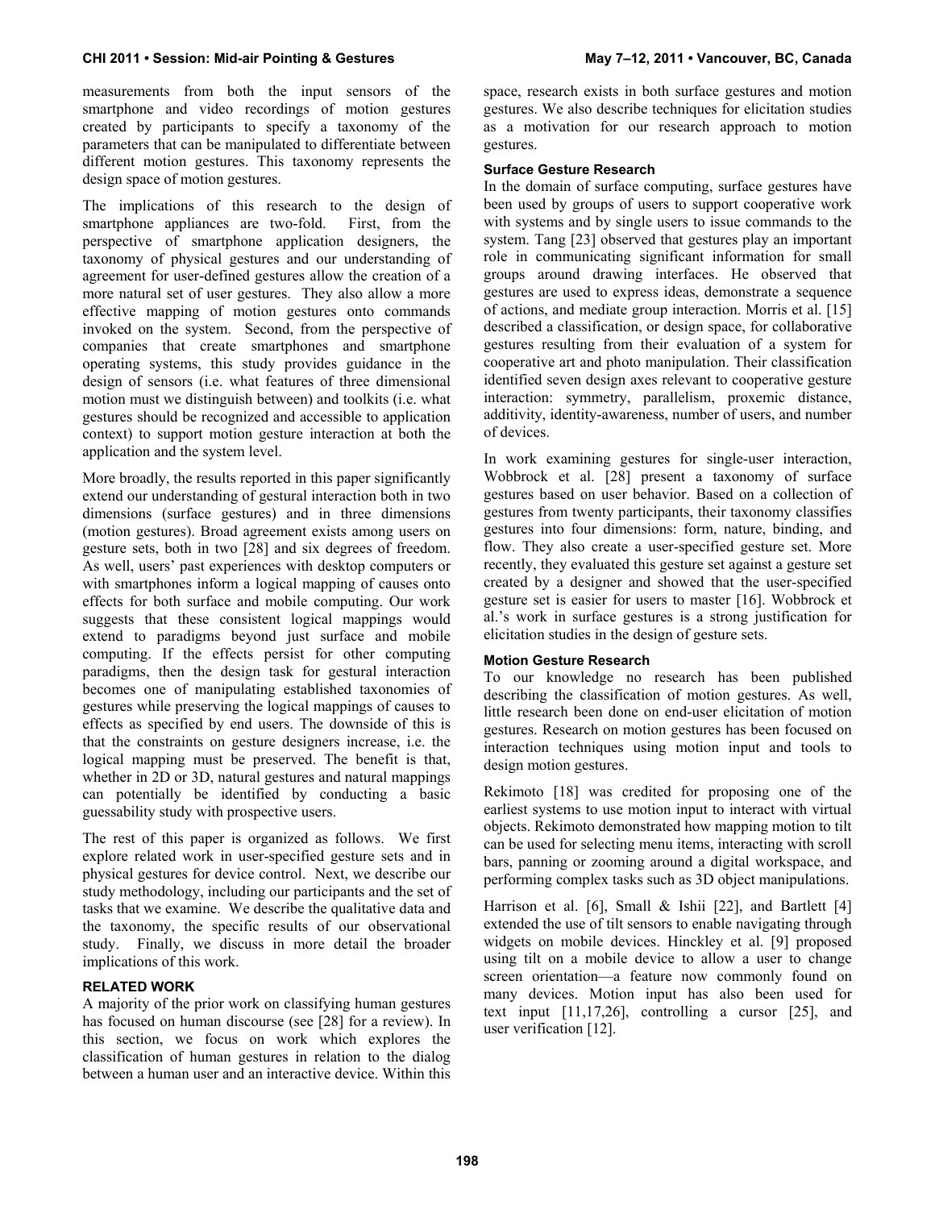measurements from both the input sensors of the smartphone and video recordings of motion gestures created by participants to specify a taxonomy of the parameters that can be manipulated to differentiate between different motion gestures. This taxonomy represents the design space of motion gestures.

The implications of this research to the design of smartphone appliances are two-fold. First, from the perspective of smartphone application designers, the taxonomy of physical gestures and our understanding of agreement for user-defined gestures allow the creation of a more natural set of user gestures. They also allow a more effective mapping of motion gestures onto commands invoked on the system. Second, from the perspective of companies that create smartphones and smartphone operating systems, this study provides guidance in the design of sensors (i.e. what features of three dimensional motion must we distinguish between) and toolkits (i.e. what gestures should be recognized and accessible to application context) to support motion gesture interaction at both the application and the system level.

More broadly, the results reported in this paper significantly extend our understanding of gestural interaction both in two dimensions (surface gestures) and in three dimensions (motion gestures). Broad agreement exists among users on gesture sets, both in two [28] and six degrees of freedom. As well, users' past experiences with desktop computers or with smartphones inform a logical mapping of causes onto effects for both surface and mobile computing. Our work suggests that these consistent logical mappings would extend to paradigms beyond just surface and mobile computing. If the effects persist for other computing paradigms, then the design task for gestural interaction becomes one of manipulating established taxonomies of gestures while preserving the logical mappings of causes to effects as specified by end users. The downside of this is that the constraints on gesture designers increase, i.e. the logical mapping must be preserved. The benefit is that, whether in 2D or 3D, natural gestures and natural mappings can potentially be identified by conducting a basic guessability study with prospective users.

The rest of this paper is organized as follows. We first explore related work in user-specified gesture sets and in physical gestures for device control. Next, we describe our study methodology, including our participants and the set of tasks that we examine. We describe the qualitative data and the taxonomy, the specific results of our observational study. Finally, we discuss in more detail the broader implications of this work.

## RELATED WORK

A majority of the prior work on classifying human gestures has focused on human discourse (see [28] for a review). In this section, we focus on work which explores the classification of human gestures in relation to the dialog between a human user and an interactive device. Within this space, research exists in both surface gestures and motion gestures. We also describe techniques for elicitation studies as a motivation for our research approach to motion gestures.

### Surface Gesture Research

In the domain of surface computing, surface gestures have been used by groups of users to support cooperative work with systems and by single users to issue commands to the system. Tang [23] observed that gestures play an important role in communicating significant information for small groups around drawing interfaces. He observed that gestures are used to express ideas, demonstrate a sequence of actions, and mediate group interaction. Morris et al. [15] described a classification, or design space, for collaborative gestures resulting from their evaluation of a system for cooperative art and photo manipulation. Their classification identified seven design axes relevant to cooperative gesture interaction: symmetry, parallelism, proxemic distance, additivity, identity-awareness, number of users, and number of devices.

In work examining gestures for single-user interaction, Wobbrock et al. [28] present a taxonomy of surface gestures based on user behavior. Based on a collection of gestures from twenty participants, their taxonomy classifies gestures into four dimensions: form, nature, binding, and flow. They also create a user-specified gesture set. More recently, they evaluated this gesture set against a gesture set created by a designer and showed that the user-specified gesture set is easier for users to master [16]. Wobbrock et al.'s work in surface gestures is a strong justification for elicitation studies in the design of gesture sets.

### Motion Gesture Research

To our knowledge no research has been published describing the classification of motion gestures. As well, little research been done on end-user elicitation of motion gestures. Research on motion gestures has been focused on interaction techniques using motion input and tools to design motion gestures.

Rekimoto [18] was credited for proposing one of the earliest systems to use motion input to interact with virtual objects. Rekimoto demonstrated how mapping motion to tilt can be used for selecting menu items, interacting with scroll bars, panning or zooming around a digital workspace, and performing complex tasks such as 3D object manipulations.

Harrison et al. [6], Small & Ishii [22], and Bartlett [4] extended the use of tilt sensors to enable navigating through widgets on mobile devices. Hinckley et al. [9] proposed using tilt on a mobile device to allow a user to change screen orientation—a feature now commonly found on many devices. Motion input has also been used for text input [11,17,26], controlling a cursor [25], and user verification [12].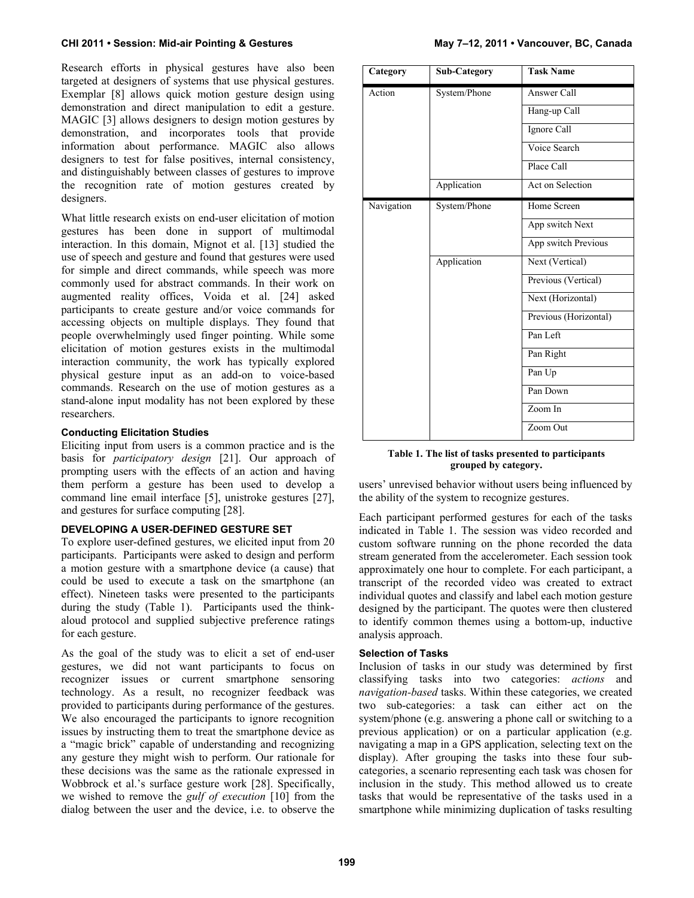Research efforts in physical gestures have also been targeted at designers of systems that use physical gestures. Exemplar [8] allows quick motion gesture design using demonstration and direct manipulation to edit a gesture. MAGIC [3] allows designers to design motion gestures by demonstration, and incorporates tools that provide information about performance. MAGIC also allows designers to test for false positives, internal consistency, and distinguishably between classes of gestures to improve the recognition rate of motion gestures created by designers.

What little research exists on end-user elicitation of motion gestures has been done in support of multimodal interaction. In this domain, Mignot et al. [13] studied the use of speech and gesture and found that gestures were used for simple and direct commands, while speech was more commonly used for abstract commands. In their work on augmented reality offices, Voida et al. [24] asked participants to create gesture and/or voice commands for accessing objects on multiple displays. They found that people overwhelmingly used finger pointing. While some elicitation of motion gestures exists in the multimodal interaction community, the work has typically explored physical gesture input as an add-on to voice-based commands. Research on the use of motion gestures as a stand-alone input modality has not been explored by these researchers.

### Conducting Elicitation Studies

Eliciting input from users is a common practice and is the basis for *participatory design* [21]. Our approach of prompting users with the effects of an action and having them perform a gesture has been used to develop a command line email interface [5], unistroke gestures [27], and gestures for surface computing [28].

## DEVELOPING A USER-DEFINED GESTURE SET

To explore user-defined gestures, we elicited input from 20 participants. Participants were asked to design and perform a motion gesture with a smartphone device (a cause) that could be used to execute a task on the smartphone (an effect). Nineteen tasks were presented to the participants during the study (Table 1). Participants used the think-aloud protocol and supplied subjective preference ratings for each gesture.

As the goal of the study was to elicit a set of end-user gestures, we did not want participants to focus on recognizer issues or current smartphone sensoring technology. As a result, no recognizer feedback was provided to participants during performance of the gestures. We also encouraged the participants to ignore recognition issues by instructing them to treat the smartphone device as a "magic brick" capable of understanding and recognizing any gesture they might wish to perform. Our rationale for these decisions was the same as the rationale expressed in Wobbrock et al.'s surface gesture work [28]. Specifically, we wished to remove the *gulf of execution* [10] from the dialog between the user and the device, i.e. to observe the users' unrevised behavior without users being influenced by the ability of the system to recognize gestures.

| Category | Sub-Category | Task Name |
|---|---|---|
| Action | System/Phone | Answer Call |
| | | Hang-up Call |
| | | Ignore Call |
| | | Voice Search |
| | | Place Call |
| | Application | Act on Selection |
| Navigation | System/Phone | Home Screen |
| | | App switch Next |
| | | App switch Previous |
| | Application | Next (Vertical) |
| | | Previous (Vertical) |
| | | Next (Horizontal) |
| | | Previous (Horizontal) |
| | | Pan Left |
| | | Pan Right |
| | | Pan Up |
| | | Pan Down |
| | | Zoom In |
| | | Zoom Out |

**Table 1. The list of tasks presented to participants grouped by category.**

Each participant performed gestures for each of the tasks indicated in Table 1. The session was video recorded and custom software running on the phone recorded the data stream generated from the accelerometer. Each session took approximately one hour to complete. For each participant, a transcript of the recorded video was created to extract individual quotes and classify and label each motion gesture designed by the participant. The quotes were then clustered to identify common themes using a bottom-up, inductive analysis approach.

### Selection of Tasks

Inclusion of tasks in our study was determined by first classifying tasks into two categories: *actions* and *navigation-based* tasks. Within these categories, we created two sub-categories: a task can either act on the system/phone (e.g. answering a phone call or switching to a previous application) or on a particular application (e.g. navigating a map in a GPS application, selecting text on the display). After grouping the tasks into these four sub-categories, a scenario representing each task was chosen for inclusion in the study. This method allowed us to create tasks that would be representative of the tasks used in a smartphone while minimizing duplication of tasks resulting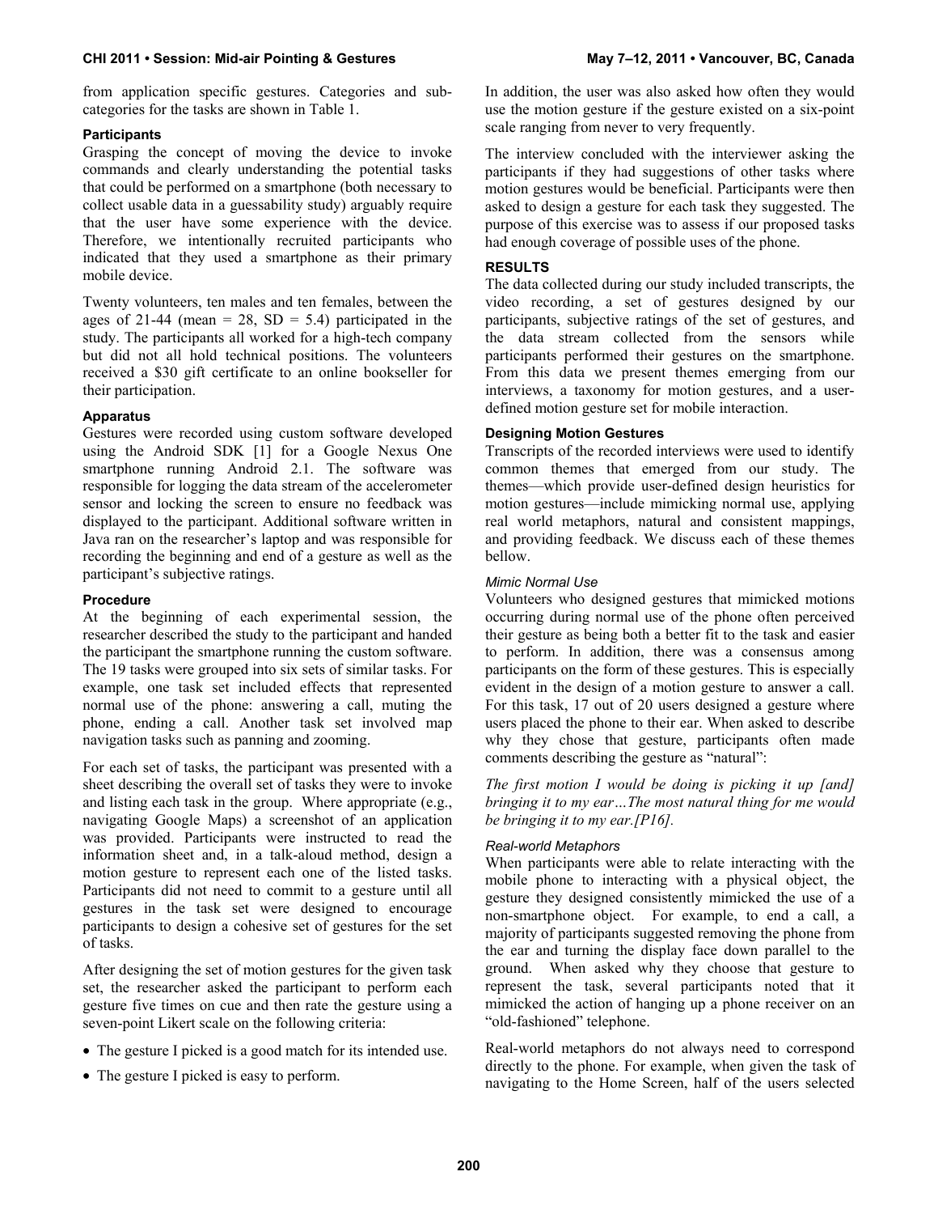from application specific gestures. Categories and sub-categories for the tasks are shown in Table 1.

### Participants

Grasping the concept of moving the device to invoke commands and clearly understanding the potential tasks that could be performed on a smartphone (both necessary to collect usable data in a guessability study) arguably require that the user have some experience with the device. Therefore, we intentionally recruited participants who indicated that they used a smartphone as their primary mobile device.

Twenty volunteers, ten males and ten females, between the ages of 21-44 (mean = 28, SD = 5.4) participated in the study. The participants all worked for a high-tech company but did not all hold technical positions. The volunteers received a $30 gift certificate to an online bookseller for their participation.

### Apparatus

Gestures were recorded using custom software developed using the Android SDK [1] for a Google Nexus One smartphone running Android 2.1. The software was responsible for logging the data stream of the accelerometer sensor and locking the screen to ensure no feedback was displayed to the participant. Additional software written in Java ran on the researcher's laptop and was responsible for recording the beginning and end of a gesture as well as the participant's subjective ratings.

### Procedure

At the beginning of each experimental session, the researcher described the study to the participant and handed the participant the smartphone running the custom software. The 19 tasks were grouped into six sets of similar tasks. For example, one task set included effects that represented normal use of the phone: answering a call, muting the phone, ending a call. Another task set involved map navigation tasks such as panning and zooming.

For each set of tasks, the participant was presented with a sheet describing the overall set of tasks they were to invoke and listing each task in the group. Where appropriate (e.g., navigating Google Maps) a screenshot of an application was provided. Participants were instructed to read the information sheet and, in a talk-aloud method, design a motion gesture to represent each one of the listed tasks. Participants did not need to commit to a gesture until all gestures in the task set were designed to encourage participants to design a cohesive set of gestures for the set of tasks.

After designing the set of motion gestures for the given task set, the researcher asked the participant to perform each gesture five times on cue and then rate the gesture using a seven-point Likert scale on the following criteria:

- The gesture I picked is a good match for its intended use.
- The gesture I picked is easy to perform.

In addition, the user was also asked how often they would use the motion gesture if the gesture existed on a six-point scale ranging from never to very frequently.

The interview concluded with the interviewer asking the participants if they had suggestions of other tasks where motion gestures would be beneficial. Participants were then asked to design a gesture for each task they suggested. The purpose of this exercise was to assess if our proposed tasks had enough coverage of possible uses of the phone.

## RESULTS

The data collected during our study included transcripts, the video recording, a set of gestures designed by our participants, subjective ratings of the set of gestures, and the data stream collected from the sensors while participants performed their gestures on the smartphone. From this data we present themes emerging from our interviews, a taxonomy for motion gestures, and a user-defined motion gesture set for mobile interaction.

### Designing Motion Gestures

Transcripts of the recorded interviews were used to identify common themes that emerged from our study. The themes—which provide user-defined design heuristics for motion gestures—include mimicking normal use, applying real world metaphors, natural and consistent mappings, and providing feedback. We discuss each of these themes bellow.

#### *Mimic Normal Use*

Volunteers who designed gestures that mimicked motions occurring during normal use of the phone often perceived their gesture as being both a better fit to the task and easier to perform. In addition, there was a consensus among participants on the form of these gestures. This is especially evident in the design of a motion gesture to answer a call. For this task, 17 out of 20 users designed a gesture where users placed the phone to their ear. When asked to describe why they chose that gesture, participants often made comments describing the gesture as "natural":

*The first motion I would be doing is picking it up [and] bringing it to my ear…The most natural thing for me would be bringing it to my ear.[P16].*

#### *Real-world Metaphors*

When participants were able to relate interacting with the mobile phone to interacting with a physical object, the gesture they designed consistently mimicked the use of a non-smartphone object. For example, to end a call, a majority of participants suggested removing the phone from the ear and turning the display face down parallel to the ground. When asked why they choose that gesture to represent the task, several participants noted that it mimicked the action of hanging up a phone receiver on an "old-fashioned" telephone.

Real-world metaphors do not always need to correspond directly to the phone. For example, when given the task of navigating to the Home Screen, half of the users selected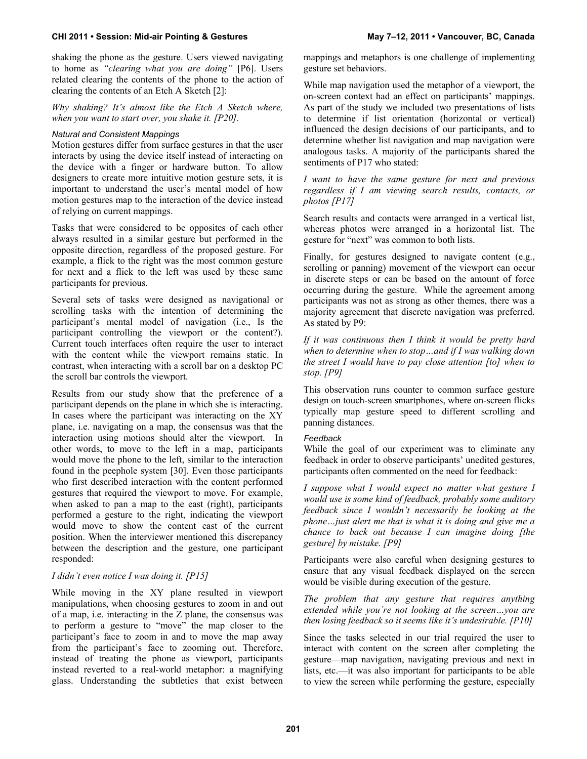shaking the phone as the gesture. Users viewed navigating to home as *"clearing what you are doing"* [P6]. Users related clearing the contents of the phone to the action of clearing the contents of an Etch A Sketch [2]:

*Why shaking? It's almost like the Etch A Sketch where, when you want to start over, you shake it. [P20].*

### Natural and Consistent Mappings

Motion gestures differ from surface gestures in that the user interacts by using the device itself instead of interacting on the device with a finger or hardware button. To allow designers to create more intuitive motion gesture sets, it is important to understand the user's mental model of how motion gestures map to the interaction of the device instead of relying on current mappings.

Tasks that were considered to be opposites of each other always resulted in a similar gesture but performed in the opposite direction, regardless of the proposed gesture. For example, a flick to the right was the most common gesture for next and a flick to the left was used by these same participants for previous.

Several sets of tasks were designed as navigational or scrolling tasks with the intention of determining the participant's mental model of navigation (i.e., Is the participant controlling the viewport or the content?). Current touch interfaces often require the user to interact with the content while the viewport remains static. In contrast, when interacting with a scroll bar on a desktop PC the scroll bar controls the viewport.

Results from our study show that the preference of a participant depends on the plane in which she is interacting. In cases where the participant was interacting on the XY plane, i.e. navigating on a map, the consensus was that the interaction using motions should alter the viewport. In other words, to move to the left in a map, participants would move the phone to the left, similar to the interaction found in the peephole system [30]. Even those participants who first described interaction with the content performed gestures that required the viewport to move. For example, when asked to pan a map to the east (right), participants performed a gesture to the right, indicating the viewport would move to show the content east of the current position. When the interviewer mentioned this discrepancy between the description and the gesture, one participant responded:

*I didn't even notice I was doing it. [P15]*

While moving in the XY plane resulted in viewport manipulations, when choosing gestures to zoom in and out of a map, i.e. interacting in the Z plane, the consensus was to perform a gesture to "move" the map closer to the participant's face to zoom in and to move the map away from the participant's face to zooming out. Therefore, instead of treating the phone as viewport, participants instead reverted to a real-world metaphor: a magnifying glass. Understanding the subtleties that exist between mappings and metaphors is one challenge of implementing gesture set behaviors.

While map navigation used the metaphor of a viewport, the on-screen context had an effect on participants' mappings. As part of the study we included two presentations of lists to determine if list orientation (horizontal or vertical) influenced the design decisions of our participants, and to determine whether list navigation and map navigation were analogous tasks. A majority of the participants shared the sentiments of P17 who stated:

*I want to have the same gesture for next and previous regardless if I am viewing search results, contacts, or photos [P17]*

Search results and contacts were arranged in a vertical list, whereas photos were arranged in a horizontal list. The gesture for "next" was common to both lists.

Finally, for gestures designed to navigate content (e.g., scrolling or panning) movement of the viewport can occur in discrete steps or can be based on the amount of force occurring during the gesture. While the agreement among participants was not as strong as other themes, there was a majority agreement that discrete navigation was preferred. As stated by P9:

*If it was continuous then I think it would be pretty hard when to determine when to stop…and if I was walking down the street I would have to pay close attention [to] when to stop. [P9]*

This observation runs counter to common surface gesture design on touch-screen smartphones, where on-screen flicks typically map gesture speed to different scrolling and panning distances.

### Feedback

While the goal of our experiment was to eliminate any feedback in order to observe participants' unedited gestures, participants often commented on the need for feedback:

*I suppose what I would expect no matter what gesture I would use is some kind of feedback, probably some auditory feedback since I wouldn't necessarily be looking at the phone…just alert me that is what it is doing and give me a chance to back out because I can imagine doing [the gesture] by mistake. [P9]*

Participants were also careful when designing gestures to ensure that any visual feedback displayed on the screen would be visible during execution of the gesture.

*The problem that any gesture that requires anything extended while you're not looking at the screen…you are then losing feedback so it seems like it's undesirable. [P10]*

Since the tasks selected in our trial required the user to interact with content on the screen after completing the gesture—map navigation, navigating previous and next in lists, etc.—it was also important for participants to be able to view the screen while performing the gesture, especially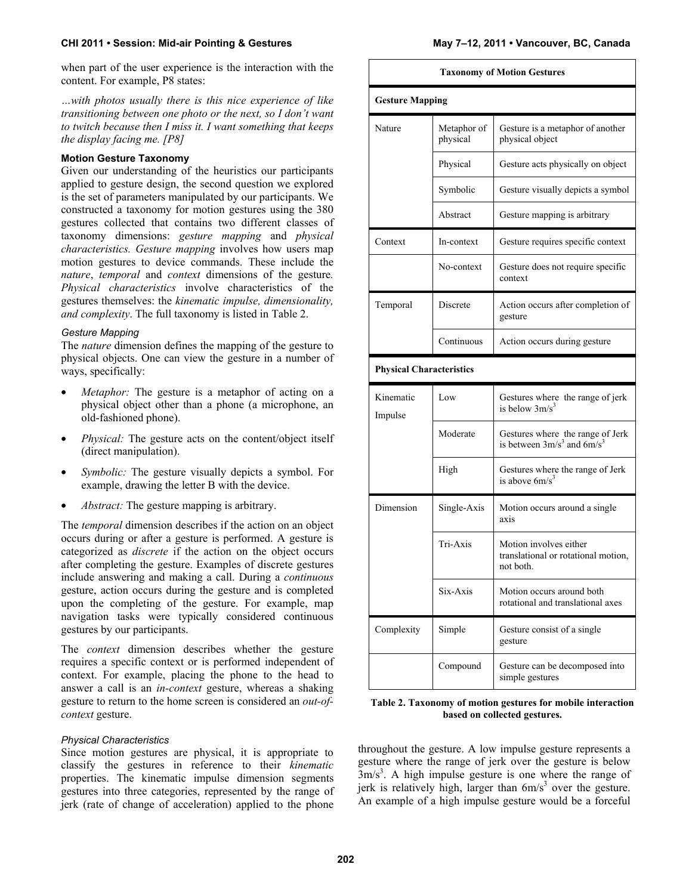when part of the user experience is the interaction with the content. For example, P8 states:

*…with photos usually there is this nice experience of like transitioning between one photo or the next, so I don't want to twitch because then I miss it. I want something that keeps the display facing me. [P8]*

### Motion Gesture Taxonomy

Given our understanding of the heuristics our participants applied to gesture design, the second question we explored is the set of parameters manipulated by our participants. We constructed a taxonomy for motion gestures using the 380 gestures collected that contains two different classes of taxonomy dimensions: *gesture mapping* and *physical characteristics. Gesture mapping* involves how users map motion gestures to device commands. These include the *nature*, *temporal* and *context* dimensions of the gesture*. Physical characteristics* involve characteristics of the gestures themselves: the *kinematic impulse, dimensionality, and complexity*. The full taxonomy is listed in Table 2.

#### *Gesture Mapping*

The *nature* dimension defines the mapping of the gesture to physical objects. One can view the gesture in a number of ways, specifically:

- *Metaphor:* The gesture is a metaphor of acting on a physical object other than a phone (a microphone, an old-fashioned phone).
- *Physical:* The gesture acts on the content/object itself (direct manipulation).
- *Symbolic:* The gesture visually depicts a symbol. For example, drawing the letter B with the device.
- *Abstract:* The gesture mapping is arbitrary.

The *temporal* dimension describes if the action on an object occurs during or after a gesture is performed. A gesture is categorized as *discrete* if the action on the object occurs after completing the gesture. Examples of discrete gestures include answering and making a call. During a *continuous* gesture, action occurs during the gesture and is completed upon the completing of the gesture. For example, map navigation tasks were typically considered continuous gestures by our participants.

The *context* dimension describes whether the gesture requires a specific context or is performed independent of context. For example, placing the phone to the head to answer a call is an *in-context* gesture, whereas a shaking gesture to return to the home screen is considered an *out-of-context* gesture.

#### *Physical Characteristics*

Since motion gestures are physical, it is appropriate to classify the gestures in reference to their *kinematic* properties. The kinematic impulse dimension segments gestures into three categories, represented by the range of jerk (rate of change of acceleration) applied to the phone throughout the gesture. A low impulse gesture represents a gesture where the range of jerk over the gesture is below $3m/s^3$. A high impulse gesture is one where the range of jerk is relatively high, larger than $6m/s^3$ over the gesture. An example of a high impulse gesture would be a forceful

| **Taxonomy of Motion Gestures** | | |
|---|---|---|
| **Gesture Mapping** | | |
| Nature | Metaphor of physical | Gesture is a metaphor of another physical object |
| | Physical | Gesture acts physically on object |
| | Symbolic | Gesture visually depicts a symbol |
| | Abstract | Gesture mapping is arbitrary |
| Context | In-context | Gesture requires specific context |
| | No-context | Gesture does not require specific context |
| Temporal | Discrete | Action occurs after completion of gesture |
| | Continuous | Action occurs during gesture |
| **Physical Characteristics** | | |
| Kinematic Impulse | Low | Gestures where the range of jerk is below $3m/s^3$ |
| | Moderate | Gestures where the range of Jerk is between $3m/s^3$ and $6m/s^3$ |
| | High | Gestures where the range of Jerk is above $6m/s^3$ |
| Dimension | Single-Axis | Motion occurs around a single axis |
| | Tri-Axis | Motion involves either translational or rotational motion, not both. |
| | Six-Axis | Motion occurs around both rotational and translational axes |
| Complexity | Simple | Gesture consist of a single gesture |
| | Compound | Gesture can be decomposed into simple gestures |

**Table 2. Taxonomy of motion gestures for mobile interaction based on collected gestures.**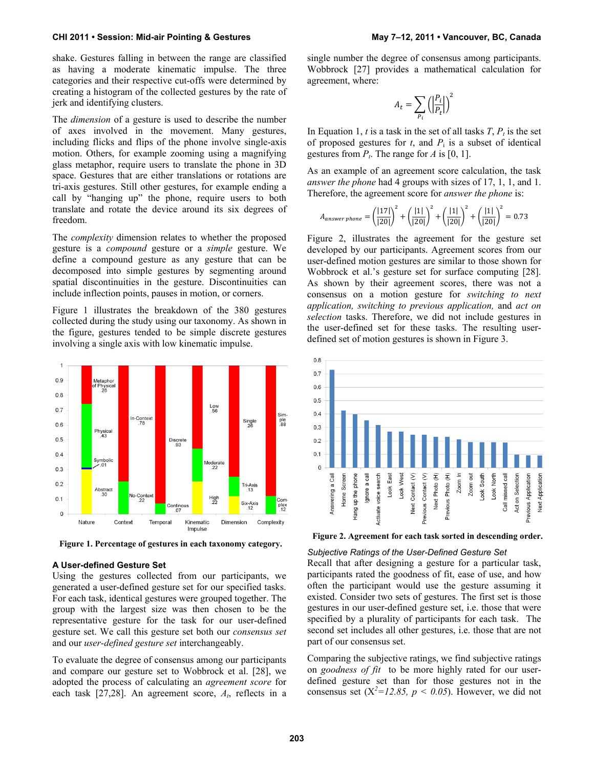shake. Gestures falling in between the range are classified as having a moderate kinematic impulse. The three categories and their respective cut-offs were determined by creating a histogram of the collected gestures by the rate of jerk and identifying clusters.

The *dimension* of a gesture is used to describe the number of axes involved in the movement. Many gestures, including flicks and flips of the phone involve single-axis motion. Others, for example zooming using a magnifying glass metaphor, require users to translate the phone in 3D space. Gestures that are either translations or rotations are tri-axis gestures. Still other gestures, for example ending a call by "hanging up" the phone, require users to both translate and rotate the device around its six degrees of freedom.

The *complexity* dimension relates to whether the proposed gesture is a *compound* gesture or a *simple* gesture. We define a compound gesture as any gesture that can be decomposed into simple gestures by segmenting around spatial discontinuities in the gesture. Discontinuities can include inflection points, pauses in motion, or corners.

Figure 1 illustrates the breakdown of the 380 gestures collected during the study using our taxonomy. As shown in the figure, gestures tended to be simple discrete gestures involving a single axis with low kinematic impulse.

**Figure 1. Percentage of gestures in each taxonomy category.**

## A User-defined Gesture Set

Using the gestures collected from our participants, we generated a user-defined gesture set for our specified tasks. For each task, identical gestures were grouped together. The group with the largest size was then chosen to be the representative gesture for the task for our user-defined gesture set. We call this gesture set both our *consensus set* and our *user-defined gesture set* interchangeably.

To evaluate the degree of consensus among our participants and compare our gesture set to Wobbrock et al. [28], we adopted the process of calculating an *agreement score* for each task [27,28]. An agreement score, $A_t$, reflects in a single number the degree of consensus among participants. Wobbrock [27] provides a mathematical calculation for agreement, where:

$$A_t = \sum_{P_i} \left( \left| \frac{P_i}{P_t} \right| \right)^2$$

In Equation 1, $t$ is a task in the set of all tasks $T$, $P_t$ is the set of proposed gestures for $t$, and $P_i$ is a subset of identical gestures from $P_t$. The range for $A$ is [0, 1].

As an example of an agreement score calculation, the task *answer the phone* had 4 groups with sizes of 17, 1, 1, and 1. Therefore, the agreement score for *answer the phone* is:

$$A_{answer\ phone} = \left(\frac{|17|}{|20|}\right)^2 + \left(\frac{|1|}{|20|}\right)^2 + \left(\frac{|1|}{|20|}\right)^2 + \left(\frac{|1|}{|20|}\right)^2 = 0.73$$

Figure 2, illustrates the agreement for the gesture set developed by our participants. Agreement scores from our user-defined motion gestures are similar to those shown for Wobbrock et al.'s gesture set for surface computing [28]. As shown by their agreement scores, there was not a consensus on a motion gesture for *switching to next application, switching to previous application,* and *act on selection* tasks. Therefore, we did not include gestures in the user-defined set for these tasks. The resulting user-defined set of motion gestures is shown in Figure 3.

**Figure 2. Agreement for each task sorted in descending order.**

### *Subjective Ratings of the User-Defined Gesture Set*

Recall that after designing a gesture for a particular task, participants rated the goodness of fit, ease of use, and how often the participant would use the gesture assuming it existed. Consider two sets of gestures. The first set is those gestures in our user-defined gesture set, i.e. those that were specified by a plurality of participants for each task. The second set includes all other gestures, i.e. those that are not part of our consensus set.

Comparing the subjective ratings, we find subjective ratings on *goodness of fit* to be more highly rated for our user-defined gesture set than for those gestures not in the consensus set ($X^2=12.85$, $p < 0.05$). However, we did not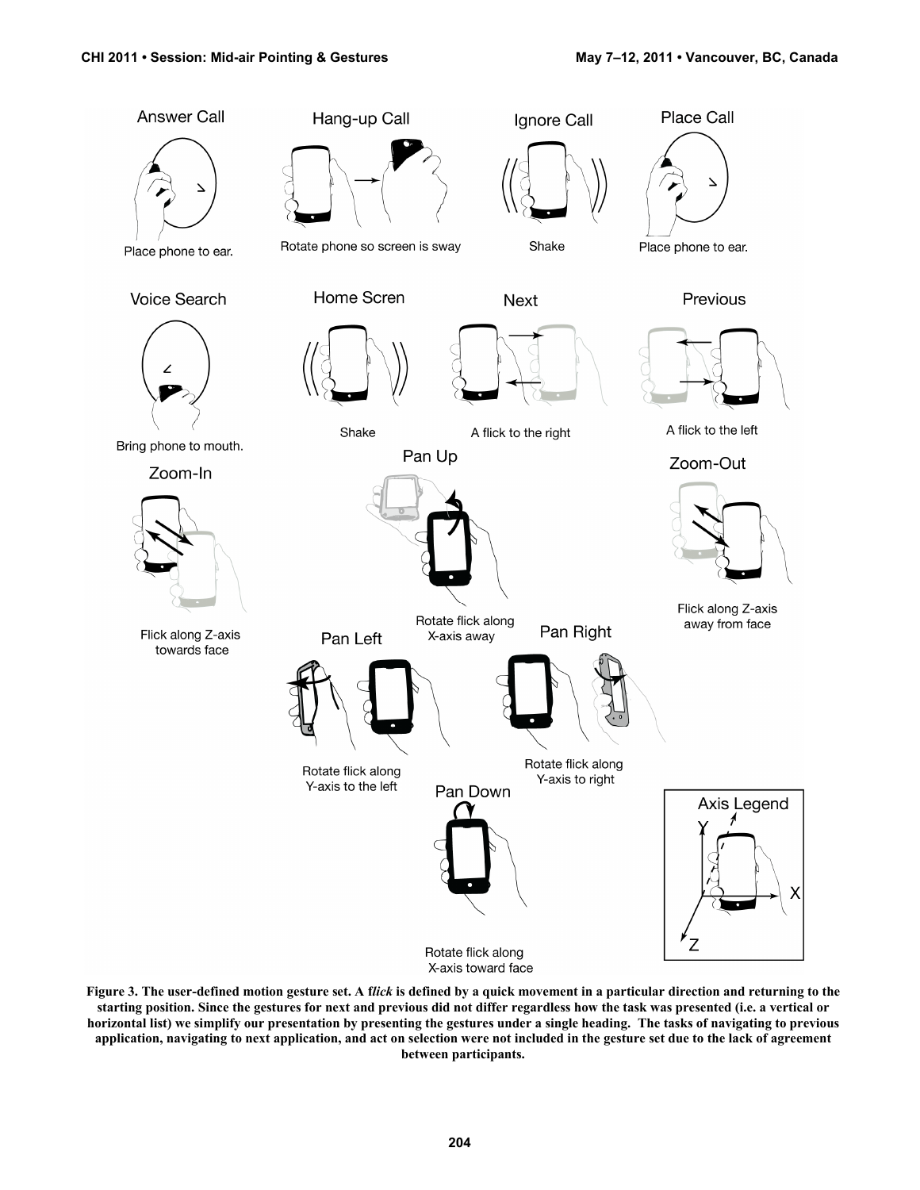Answer Call

Place phone to ear.

Hang-up Call

Rotate phone so screen is sway

Ignore Call

Shake

Place Call

Place phone to ear.

Voice Search

Bring phone to mouth.

Home Scren

Shake

Next

A flick to the right

Previous

A flick to the left

Zoom-In

Flick along Z-axis towards face

Pan Up

Rotate flick along X-axis away

Zoom-Out

Flick along Z-axis away from face

Pan Left

Rotate flick along Y-axis to the left

Pan Right

Rotate flick along Y-axis to right

Pan Down

Rotate flick along X-axis toward face

Axis Legend

Y

X

Z

**Figure 3. The user-defined motion gesture set. A f*lick* is defined by a quick movement in a particular direction and returning to the starting position. Since the gestures for next and previous did not differ regardless how the task was presented (i.e. a vertical or horizontal list) we simplify our presentation by presenting the gestures under a single heading. The tasks of navigating to previous application, navigating to next application, and act on selection were not included in the gesture set due to the lack of agreement between participants.**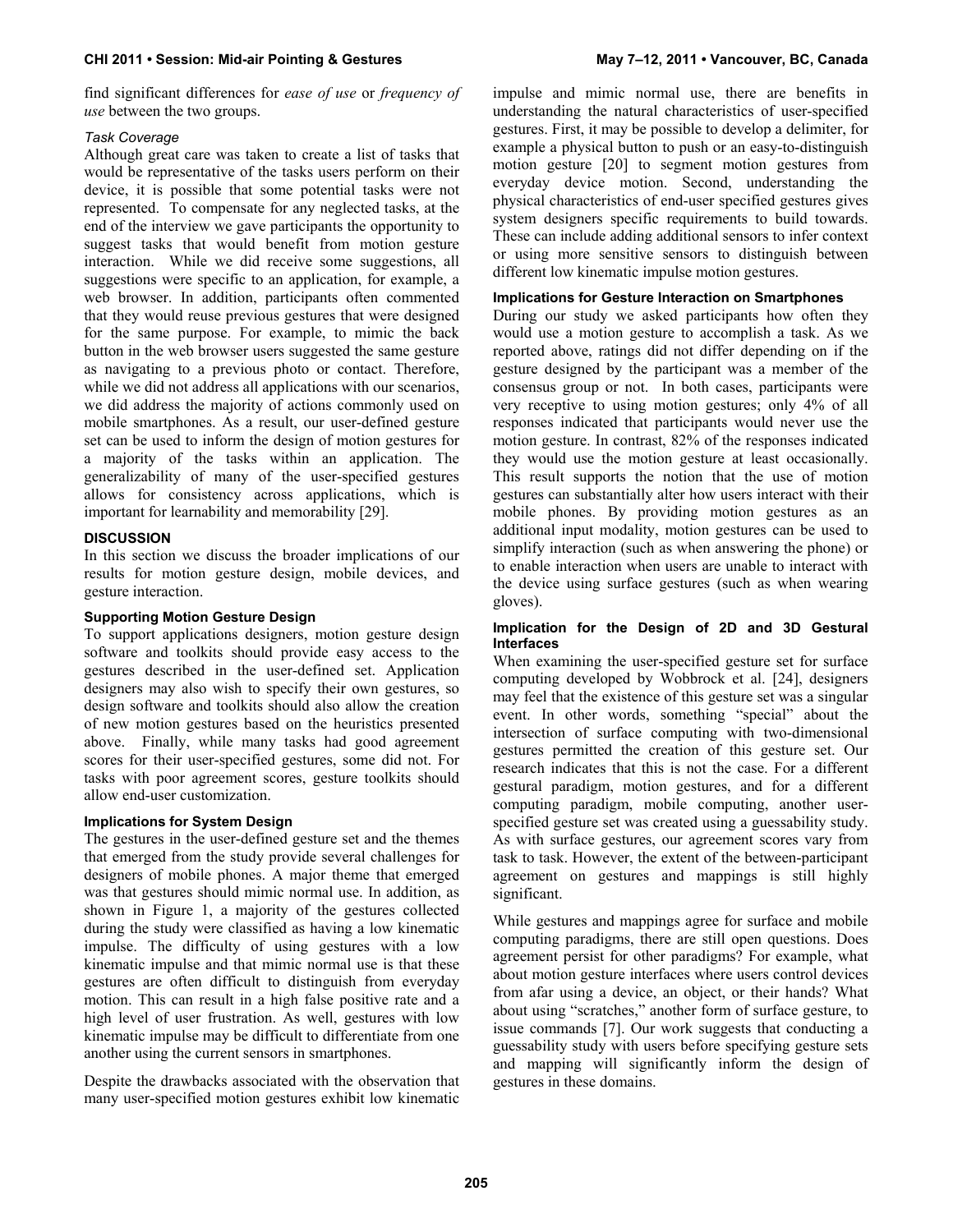find significant differences for *ease of use* or *frequency of use* between the two groups.

### Task Coverage

Although great care was taken to create a list of tasks that would be representative of the tasks users perform on their device, it is possible that some potential tasks were not represented. To compensate for any neglected tasks, at the end of the interview we gave participants the opportunity to suggest tasks that would benefit from motion gesture interaction. While we did receive some suggestions, all suggestions were specific to an application, for example, a web browser. In addition, participants often commented that they would reuse previous gestures that were designed for the same purpose. For example, to mimic the back button in the web browser users suggested the same gesture as navigating to a previous photo or contact. Therefore, while we did not address all applications with our scenarios, we did address the majority of actions commonly used on mobile smartphones. As a result, our user-defined gesture set can be used to inform the design of motion gestures for a majority of the tasks within an application. The generalizability of many of the user-specified gestures allows for consistency across applications, which is important for learnability and memorability [29].

## DISCUSSION

In this section we discuss the broader implications of our results for motion gesture design, mobile devices, and gesture interaction.

### Supporting Motion Gesture Design

To support applications designers, motion gesture design software and toolkits should provide easy access to the gestures described in the user-defined set. Application designers may also wish to specify their own gestures, so design software and toolkits should also allow the creation of new motion gestures based on the heuristics presented above. Finally, while many tasks had good agreement scores for their user-specified gestures, some did not. For tasks with poor agreement scores, gesture toolkits should allow end-user customization.

### Implications for System Design

The gestures in the user-defined gesture set and the themes that emerged from the study provide several challenges for designers of mobile phones. A major theme that emerged was that gestures should mimic normal use. In addition, as shown in Figure 1, a majority of the gestures collected during the study were classified as having a low kinematic impulse. The difficulty of using gestures with a low kinematic impulse and that mimic normal use is that these gestures are often difficult to distinguish from everyday motion. This can result in a high false positive rate and a high level of user frustration. As well, gestures with low kinematic impulse may be difficult to differentiate from one another using the current sensors in smartphones.

Despite the drawbacks associated with the observation that many user-specified motion gestures exhibit low kinematic impulse and mimic normal use, there are benefits in understanding the natural characteristics of user-specified gestures. First, it may be possible to develop a delimiter, for example a physical button to push or an easy-to-distinguish motion gesture [20] to segment motion gestures from everyday device motion. Second, understanding the physical characteristics of end-user specified gestures gives system designers specific requirements to build towards. These can include adding additional sensors to infer context or using more sensitive sensors to distinguish between different low kinematic impulse motion gestures.

### Implications for Gesture Interaction on Smartphones

During our study we asked participants how often they would use a motion gesture to accomplish a task. As we reported above, ratings did not differ depending on if the gesture designed by the participant was a member of the consensus group or not. In both cases, participants were very receptive to using motion gestures; only 4% of all responses indicated that participants would never use the motion gesture. In contrast, 82% of the responses indicated they would use the motion gesture at least occasionally. This result supports the notion that the use of motion gestures can substantially alter how users interact with their mobile phones. By providing motion gestures as an additional input modality, motion gestures can be used to simplify interaction (such as when answering the phone) or to enable interaction when users are unable to interact with the device using surface gestures (such as when wearing gloves).

### Implication for the Design of 2D and 3D Gestural Interfaces

When examining the user-specified gesture set for surface computing developed by Wobbrock et al. [24], designers may feel that the existence of this gesture set was a singular event. In other words, something "special" about the intersection of surface computing with two-dimensional gestures permitted the creation of this gesture set. Our research indicates that this is not the case. For a different gestural paradigm, motion gestures, and for a different computing paradigm, mobile computing, another user-specified gesture set was created using a guessability study. As with surface gestures, our agreement scores vary from task to task. However, the extent of the between-participant agreement on gestures and mappings is still highly significant.

While gestures and mappings agree for surface and mobile computing paradigms, there are still open questions. Does agreement persist for other paradigms? For example, what about motion gesture interfaces where users control devices from afar using a device, an object, or their hands? What about using "scratches," another form of surface gesture, to issue commands [7]. Our work suggests that conducting a guessability study with users before specifying gesture sets and mapping will significantly inform the design of gestures in these domains.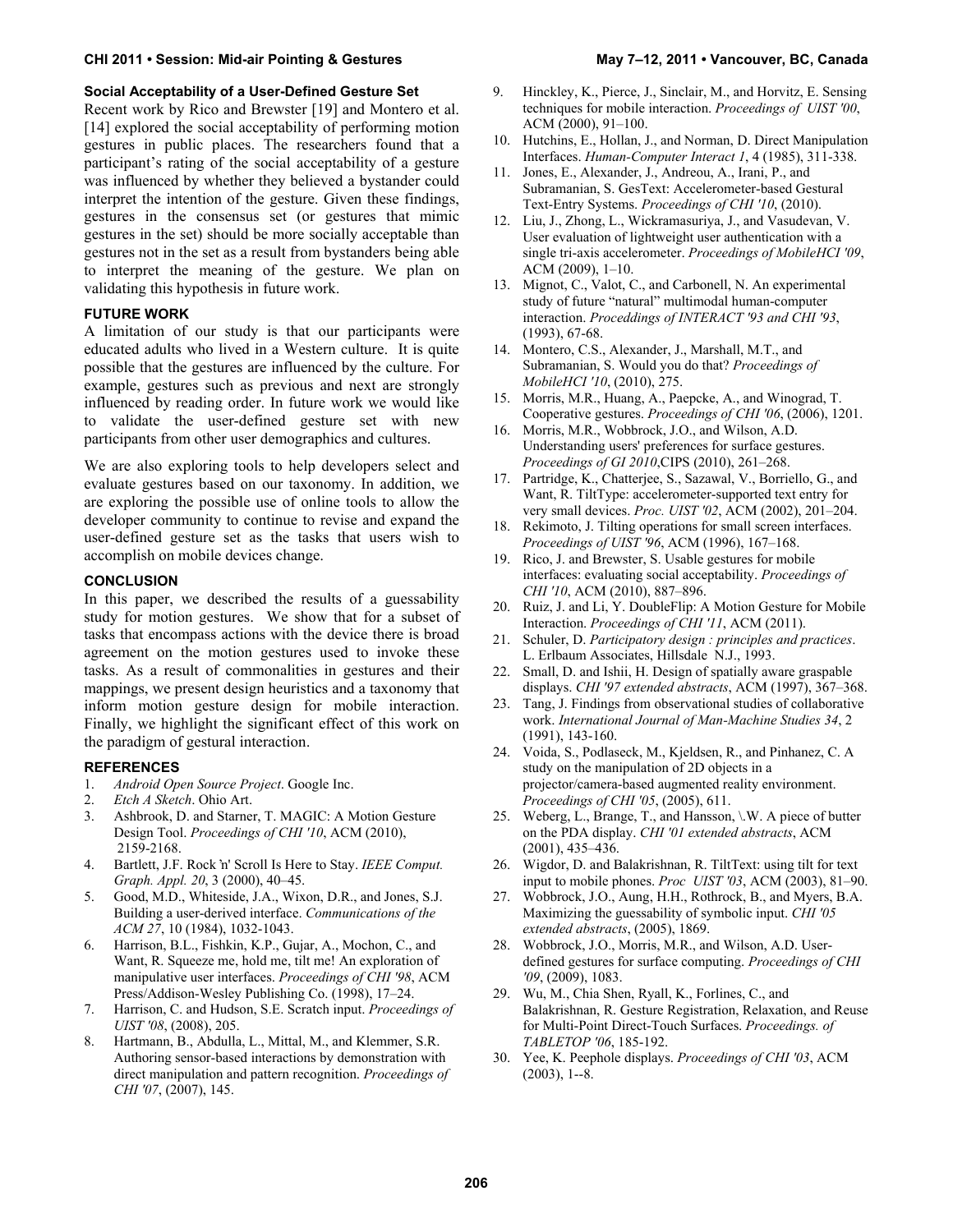### Social Acceptability of a User-Defined Gesture Set

Recent work by Rico and Brewster [19] and Montero et al. [14] explored the social acceptability of performing motion gestures in public places. The researchers found that a participant's rating of the social acceptability of a gesture was influenced by whether they believed a bystander could interpret the intention of the gesture. Given these findings, gestures in the consensus set (or gestures that mimic gestures in the set) should be more socially acceptable than gestures not in the set as a result from bystanders being able to interpret the meaning of the gesture. We plan on validating this hypothesis in future work.

## FUTURE WORK

A limitation of our study is that our participants were educated adults who lived in a Western culture. It is quite possible that the gestures are influenced by the culture. For example, gestures such as previous and next are strongly influenced by reading order. In future work we would like to validate the user-defined gesture set with new participants from other user demographics and cultures.

We are also exploring tools to help developers select and evaluate gestures based on our taxonomy. In addition, we are exploring the possible use of online tools to allow the developer community to continue to revise and expand the user-defined gesture set as the tasks that users wish to accomplish on mobile devices change.

## CONCLUSION

In this paper, we described the results of a guessability study for motion gestures. We show that for a subset of tasks that encompass actions with the device there is broad agreement on the motion gestures used to invoke these tasks. As a result of commonalities in gestures and their mappings, we present design heuristics and a taxonomy that inform motion gesture design for mobile interaction. Finally, we highlight the significant effect of this work on the paradigm of gestural interaction.

## REFERENCES

1. *Android Open Source Project*. Google Inc.
2. *Etch A Sketch*. Ohio Art.
3. Ashbrook, D. and Starner, T. MAGIC: A Motion Gesture Design Tool. *Proceedings of CHI '10*, ACM (2010), 2159-2168.
4. Bartlett, J.F. Rock 'n' Scroll Is Here to Stay. *IEEE Comput. Graph. Appl. 20*, 3 (2000), 40–45.
5. Good, M.D., Whiteside, J.A., Wixon, D.R., and Jones, S.J. Building a user-derived interface. *Communications of the ACM 27*, 10 (1984), 1032-1043.
6. Harrison, B.L., Fishkin, K.P., Gujar, A., Mochon, C., and Want, R. Squeeze me, hold me, tilt me! An exploration of manipulative user interfaces. *Proceedings of CHI '98*, ACM Press/Addison-Wesley Publishing Co. (1998), 17–24.
7. Harrison, C. and Hudson, S.E. Scratch input. *Proceedings of UIST '08*, (2008), 205.
8. Hartmann, B., Abdulla, L., Mittal, M., and Klemmer, S.R. Authoring sensor-based interactions by demonstration with direct manipulation and pattern recognition. *Proceedings of CHI '07*, (2007), 145.
9. Hinckley, K., Pierce, J., Sinclair, M., and Horvitz, E. Sensing techniques for mobile interaction. *Proceedings of UIST '00*, ACM (2000), 91–100.
10. Hutchins, E., Hollan, J., and Norman, D. Direct Manipulation Interfaces. *Human-Computer Interact 1*, 4 (1985), 311-338.
11. Jones, E., Alexander, J., Andreou, A., Irani, P., and Subramanian, S. GesText: Accelerometer-based Gestural Text-Entry Systems. *Proceedings of CHI '10*, (2010).
12. Liu, J., Zhong, L., Wickramasuriya, J., and Vasudevan, V. User evaluation of lightweight user authentication with a single tri-axis accelerometer. *Proceedings of MobileHCI '09*, ACM (2009), 1–10.
13. Mignot, C., Valot, C., and Carbonell, N. An experimental study of future "natural" multimodal human-computer interaction. *Proceddings of INTERACT '93 and CHI '93*, (1993), 67-68.
14. Montero, C.S., Alexander, J., Marshall, M.T., and Subramanian, S. Would you do that? *Proceedings of MobileHCI '10*, (2010), 275.
15. Morris, M.R., Huang, A., Paepcke, A., and Winograd, T. Cooperative gestures. *Proceedings of CHI '06*, (2006), 1201.
16. Morris, M.R., Wobbrock, J.O., and Wilson, A.D. Understanding users' preferences for surface gestures. *Proceedings of GI 2010*,CIPS (2010), 261–268.
17. Partridge, K., Chatterjee, S., Sazawal, V., Borriello, G., and Want, R. TiltType: accelerometer-supported text entry for very small devices. *Proc. UIST '02*, ACM (2002), 201–204.
18. Rekimoto, J. Tilting operations for small screen interfaces. *Proceedings of UIST '96*, ACM (1996), 167–168.
19. Rico, J. and Brewster, S. Usable gestures for mobile interfaces: evaluating social acceptability. *Proceedings of CHI '10*, ACM (2010), 887–896.
20. Ruiz, J. and Li, Y. DoubleFlip: A Motion Gesture for Mobile Interaction. *Proceedings of CHI '11*, ACM (2011).
21. Schuler, D. *Participatory design : principles and practices*. L. Erlbaum Associates, Hillsdale N.J., 1993.
22. Small, D. and Ishii, H. Design of spatially aware graspable displays. *CHI '97 extended abstracts*, ACM (1997), 367–368.
23. Tang, J. Findings from observational studies of collaborative work. *International Journal of Man-Machine Studies 34*, 2 (1991), 143-160.
24. Voida, S., Podlaseck, M., Kjeldsen, R., and Pinhanez, C. A study on the manipulation of 2D objects in a projector/camera-based augmented reality environment. *Proceedings of CHI '05*, (2005), 611.
25. Weberg, L., Brange, T., and Hansson, \.W. A piece of butter on the PDA display. *CHI '01 extended abstracts*, ACM (2001), 435–436.
26. Wigdor, D. and Balakrishnan, R. TiltText: using tilt for text input to mobile phones. *Proc UIST '03*, ACM (2003), 81–90.
27. Wobbrock, J.O., Aung, H.H., Rothrock, B., and Myers, B.A. Maximizing the guessability of symbolic input. *CHI '05 extended abstracts*, (2005), 1869.
28. Wobbrock, J.O., Morris, M.R., and Wilson, A.D. User-defined gestures for surface computing. *Proceedings of CHI '09*, (2009), 1083.
29. Wu, M., Chia Shen, Ryall, K., Forlines, C., and Balakrishnan, R. Gesture Registration, Relaxation, and Reuse for Multi-Point Direct-Touch Surfaces. *Proceedings. of TABLETOP '06*, 185-192.
30. Yee, K. Peephole displays. *Proceedings of CHI '03*, ACM (2003), 1--8.